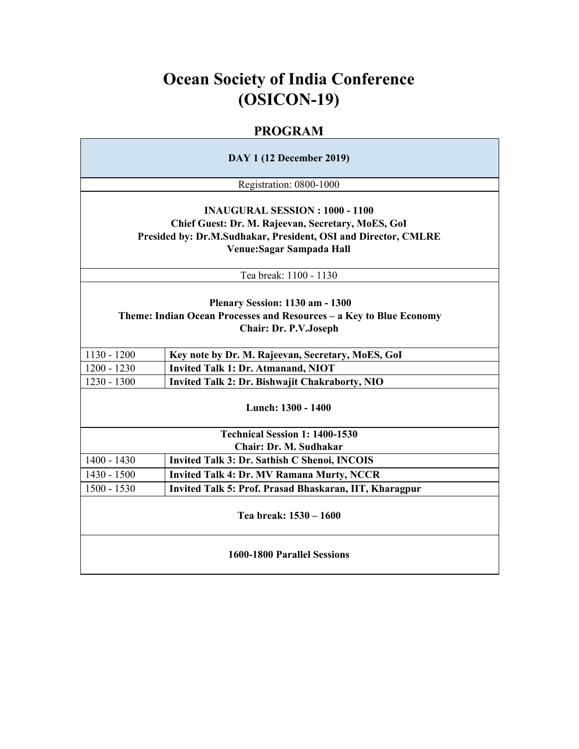# Ocean Society of India Conference (OSICON-19)

## PROGRAM

| DAY 1 (12 December 2019) | |
|---|---|
| Registration: 0800-1000 | |
| **INAUGURAL SESSION : 1000 - 1100**<br>**Chief Guest: Dr. M. Rajeevan, Secretary, MoES, GoI**<br>**Presided by: Dr.M.Sudhakar, President, OSI and Director, CMLRE**<br>**Venue:Sagar Sampada Hall** | |
| Tea break: 1100 - 1130 | |
| **Plenary Session: 1130 am - 1300**<br>**Theme: Indian Ocean Processes and Resources – a Key to Blue Economy**<br>**Chair: Dr. P.V.Joseph** | |
| 1130 - 1200 | **Key note by Dr. M. Rajeevan, Secretary, MoES, GoI** |
| 1200 - 1230 | **Invited Talk 1: Dr. Atmanand, NIOT** |
| 1230 - 1300 | **Invited Talk 2: Dr. Bishwajit Chakraborty, NIO** |
| **Lunch: 1300 - 1400** | |
| **Technical Session 1: 1400-1530**<br>**Chair: Dr. M. Sudhakar** | |
| 1400 - 1430 | **Invited Talk 3: Dr. Sathish C Shenoi, INCOIS** |
| 1430 - 1500 | **Invited Talk 4: Dr. MV Ramana Murty, NCCR** |
| 1500 - 1530 | **Invited Talk 5: Prof. Prasad Bhaskaran, IIT, Kharagpur** |
| **Tea break: 1530 – 1600** | |
| **1600-1800 Parallel Sessions** | |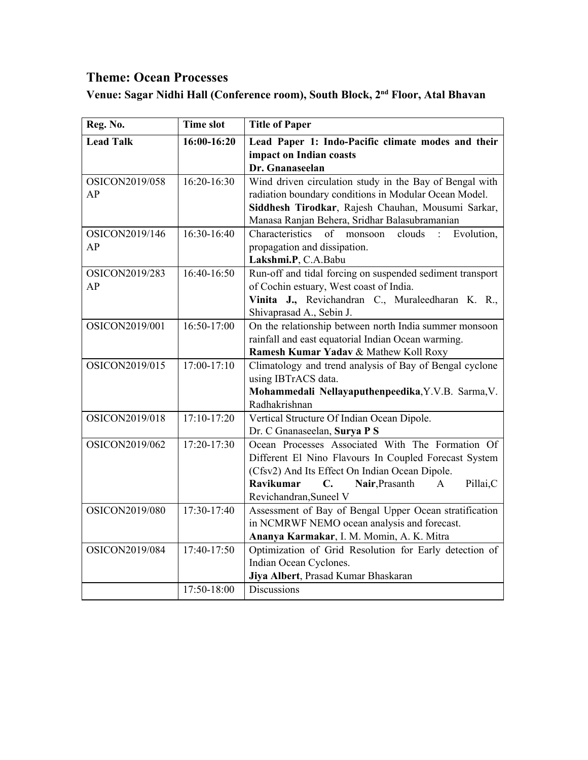## Theme: Ocean Processes

### Venue: Sagar Nidhi Hall (Conference room), South Block, 2nd Floor, Atal Bhavan

| Reg. No. | Time slot | Title of Paper |
|---|---|---|
| **Lead Talk** | **16:00-16:20** | **Lead Paper 1: Indo-Pacific climate modes and their impact on Indian coasts** <br> **Dr. Gnanaseelan** |
| OSICON2019/058 AP | 16:20-16:30 | Wind driven circulation study in the Bay of Bengal with radiation boundary conditions in Modular Ocean Model. <br> **Siddhesh Tirodkar**, Rajesh Chauhan, Mousumi Sarkar, Manasa Ranjan Behera, Sridhar Balasubramanian |
| OSICON2019/146 AP | 16:30-16:40 | Characteristics of monsoon clouds : Evolution, propagation and dissipation. <br> **Lakshmi.P**, C.A.Babu |
| OSICON2019/283 AP | 16:40-16:50 | Run-off and tidal forcing on suspended sediment transport of Cochin estuary, West coast of India. <br> **Vinita J.,** Revichandran C., Muraleedharan K. R., Shivaprasad A., Sebin J. |
| OSICON2019/001 | 16:50-17:00 | On the relationship between north India summer monsoon rainfall and east equatorial Indian Ocean warming. <br> **Ramesh Kumar Yadav** & Mathew Koll Roxy |
| OSICON2019/015 | 17:00-17:10 | Climatology and trend analysis of Bay of Bengal cyclone using IBTrACS data. <br> **Mohammedali Nellayaputhenpeedika**,Y.V.B. Sarma,V. Radhakrishnan |
| OSICON2019/018 | 17:10-17:20 | Vertical Structure Of Indian Ocean Dipole. <br> Dr. C Gnanaseelan, **Surya P S** |
| OSICON2019/062 | 17:20-17:30 | Ocean Processes Associated With The Formation Of Different El Nino Flavours In Coupled Forecast System (Cfsv2) And Its Effect On Indian Ocean Dipole. <br> **Ravikumar C. Nair**,Prasanth A Pillai,C Revichandran,Suneel V |
| OSICON2019/080 | 17:30-17:40 | Assessment of Bay of Bengal Upper Ocean stratification in NCMRWF NEMO ocean analysis and forecast. <br> **Ananya Karmakar**, I. M. Momin, A. K. Mitra |
| OSICON2019/084 | 17:40-17:50 | Optimization of Grid Resolution for Early detection of Indian Ocean Cyclones. <br> **Jiya Albert**, Prasad Kumar Bhaskaran |
| | 17:50-18:00 | Discussions |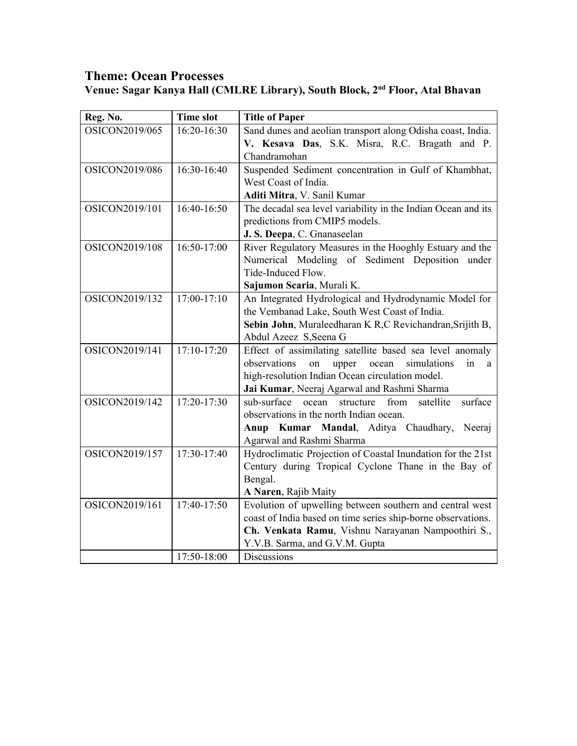## Theme: Ocean Processes

**Venue: Sagar Kanya Hall (CMLRE Library), South Block, 2nd Floor, Atal Bhavan**

| Reg. No. | Time slot | Title of Paper |
|---|---|---|
| OSICON2019/065 | 16:20-16:30 | Sand dunes and aeolian transport along Odisha coast, India. **V. Kesava Das**, S.K. Misra, R.C. Bragath and P. Chandramohan |
| OSICON2019/086 | 16:30-16:40 | Suspended Sediment concentration in Gulf of Khambhat, West Coast of India. **Aditi Mitra**, V. Sanil Kumar |
| OSICON2019/101 | 16:40-16:50 | The decadal sea level variability in the Indian Ocean and its predictions from CMIP5 models. **J. S. Deepa**, C. Gnanaseelan |
| OSICON2019/108 | 16:50-17:00 | River Regulatory Measures in the Hooghly Estuary and the Numerical Modeling of Sediment Deposition under Tide-Induced Flow. **Sajumon Scaria**, Murali K. |
| OSICON2019/132 | 17:00-17:10 | An Integrated Hydrological and Hydrodynamic Model for the Vembanad Lake, South West Coast of India. **Sebin John**, Muraleedharan K R,C Revichandran,Srijith B, Abdul Azeez S,Seena G |
| OSICON2019/141 | 17:10-17:20 | Effect of assimilating satellite based sea level anomaly observations on upper ocean simulations in a high-resolution Indian Ocean circulation model. **Jai Kumar**, Neeraj Agarwal and Rashmi Sharma |
| OSICON2019/142 | 17:20-17:30 | sub-surface ocean structure from satellite surface observations in the north Indian ocean. **Anup Kumar Mandal**, Aditya Chaudhary, Neeraj Agarwal and Rashmi Sharma |
| OSICON2019/157 | 17:30-17:40 | Hydroclimatic Projection of Coastal Inundation for the 21st Century during Tropical Cyclone Thane in the Bay of Bengal. **A Naren**, Rajib Maity |
| OSICON2019/161 | 17:40-17:50 | Evolution of upwelling between southern and central west coast of India based on time series ship-borne observations. **Ch. Venkata Ramu**, Vishnu Narayanan Nampoothiri S., Y.V.B. Sarma, and G.V.M. Gupta |
| | 17:50-18:00 | Discussions |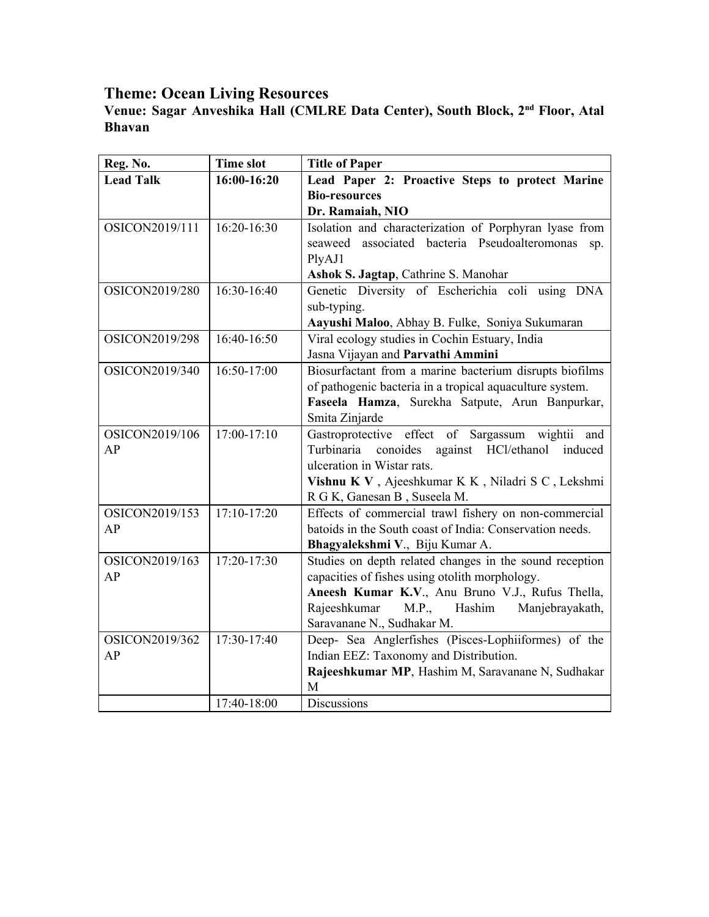## Theme: Ocean Living Resources

**Venue: Sagar Anveshika Hall (CMLRE Data Center), South Block, 2nd Floor, Atal Bhavan**

| Reg. No. | Time slot | Title of Paper |
|---|---|---|
| **Lead Talk** | **16:00-16:20** | **Lead Paper 2: Proactive Steps to protect Marine Bio-resources** <br> **Dr. Ramaiah, NIO** |
| OSICON2019/111 | 16:20-16:30 | Isolation and characterization of Porphyran lyase from seaweed associated bacteria Pseudoalteromonas sp. PlyAJ1 <br> **Ashok S. Jagtap**, Cathrine S. Manohar |
| OSICON2019/280 | 16:30-16:40 | Genetic Diversity of Escherichia coli using DNA sub-typing. <br> **Aayushi Maloo**, Abhay B. Fulke, Soniya Sukumaran |
| OSICON2019/298 | 16:40-16:50 | Viral ecology studies in Cochin Estuary, India <br> Jasna Vijayan and **Parvathi Ammini** |
| OSICON2019/340 | 16:50-17:00 | Biosurfactant from a marine bacterium disrupts biofilms of pathogenic bacteria in a tropical aquaculture system. <br> **Faseela Hamza**, Surekha Satpute, Arun Banpurkar, Smita Zinjarde |
| OSICON2019/106 AP | 17:00-17:10 | Gastroprotective effect of Sargassum wightii and Turbinaria conoides against HCl/ethanol induced ulceration in Wistar rats. <br> **Vishnu K V** , Ajeeshkumar K K , Niladri S C , Lekshmi R G K, Ganesan B , Suseela M. |
| OSICON2019/153 AP | 17:10-17:20 | Effects of commercial trawl fishery on non-commercial batoids in the South coast of India: Conservation needs. <br> **Bhagyalekshmi V**., Biju Kumar A. |
| OSICON2019/163 AP | 17:20-17:30 | Studies on depth related changes in the sound reception capacities of fishes using otolith morphology. <br> **Aneesh Kumar K.V**., Anu Bruno V.J., Rufus Thella, Rajeeshkumar M.P., Hashim Manjebrayakath, Saravanane N., Sudhakar M. |
| OSICON2019/362 AP | 17:30-17:40 | Deep- Sea Anglerfishes (Pisces-Lophiiformes) of the Indian EEZ: Taxonomy and Distribution. <br> **Rajeeshkumar MP**, Hashim M, Saravanane N, Sudhakar M |
| | 17:40-18:00 | Discussions |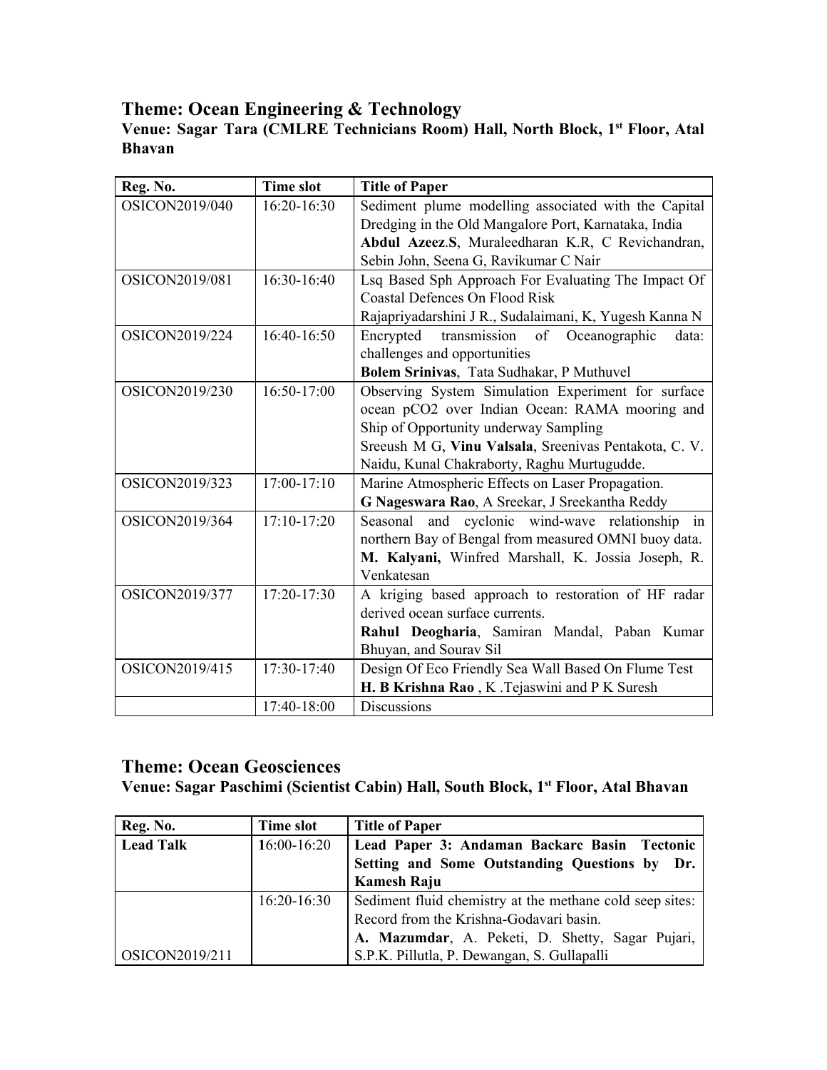## Theme: Ocean Engineering & Technology

**Venue: Sagar Tara (CMLRE Technicians Room) Hall, North Block, 1st Floor, Atal Bhavan**

| Reg. No. | Time slot | Title of Paper |
|---|---|---|
| OSICON2019/040 | 16:20-16:30 | Sediment plume modelling associated with the Capital Dredging in the Old Mangalore Port, Karnataka, India **Abdul Azeez**.**S**, Muraleedharan K.R, C Revichandran, Sebin John, Seena G, Ravikumar C Nair |
| OSICON2019/081 | 16:30-16:40 | Lsq Based Sph Approach For Evaluating The Impact Of Coastal Defences On Flood Risk Rajapriyadarshini J R., Sudalaimani, K, Yugesh Kanna N |
| OSICON2019/224 | 16:40-16:50 | Encrypted transmission of Oceanographic data: challenges and opportunities **Bolem Srinivas**, Tata Sudhakar, P Muthuvel |
| OSICON2019/230 | 16:50-17:00 | Observing System Simulation Experiment for surface ocean pCO2 over Indian Ocean: RAMA mooring and Ship of Opportunity underway Sampling Sreeush M G, **Vinu Valsala**, Sreenivas Pentakota, C. V. Naidu, Kunal Chakraborty, Raghu Murtugudde. |
| OSICON2019/323 | 17:00-17:10 | Marine Atmospheric Effects on Laser Propagation. **G Nageswara Rao**, A Sreekar, J Sreekantha Reddy |
| OSICON2019/364 | 17:10-17:20 | Seasonal and cyclonic wind-wave relationship in northern Bay of Bengal from measured OMNI buoy data. **M. Kalyani,** Winfred Marshall, K. Jossia Joseph, R. Venkatesan |
| OSICON2019/377 | 17:20-17:30 | A kriging based approach to restoration of HF radar derived ocean surface currents. **Rahul Deogharia**, Samiran Mandal, Paban Kumar Bhuyan, and Sourav Sil |
| OSICON2019/415 | 17:30-17:40 | Design Of Eco Friendly Sea Wall Based On Flume Test **H. B Krishna Rao** , K .Tejaswini and P K Suresh |
| | 17:40-18:00 | Discussions |

## Theme: Ocean Geosciences

**Venue: Sagar Paschimi (Scientist Cabin) Hall, South Block, 1st Floor, Atal Bhavan**

| Reg. No. | Time slot | Title of Paper |
|---|---|---|
| **Lead Talk** | 16:00-16:20 | **Lead Paper 3: Andaman Backarc Basin Tectonic Setting and Some Outstanding Questions by Dr. Kamesh Raju** |
| OSICON2019/211 | 16:20-16:30 | Sediment fluid chemistry at the methane cold seep sites: Record from the Krishna-Godavari basin. **A. Mazumdar**, A. Peketi, D. Shetty, Sagar Pujari, S.P.K. Pillutla, P. Dewangan, S. Gullapalli |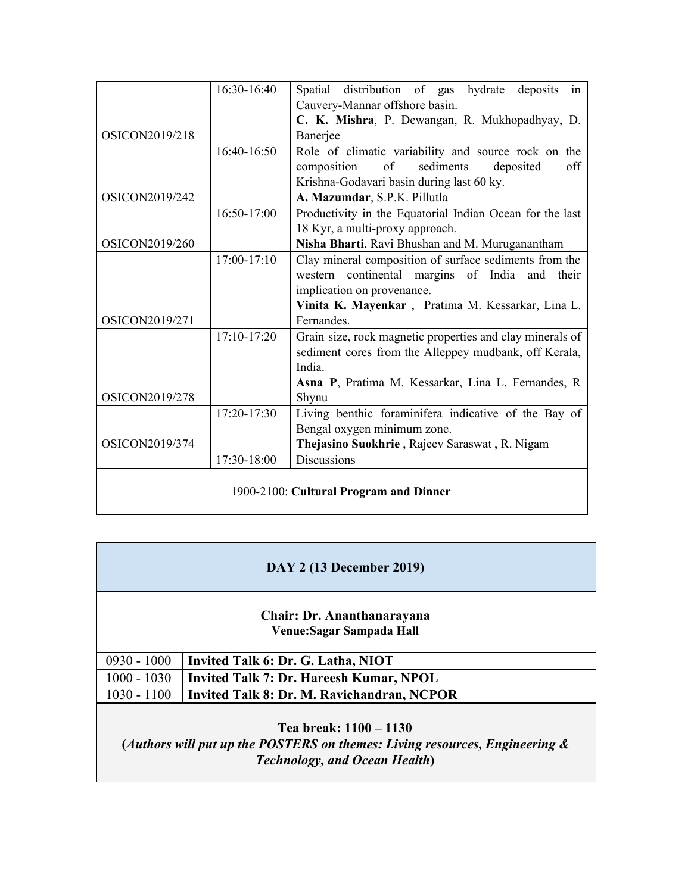| | | |
|---|---|---|
| OSICON2019/218 | 16:30-16:40 | Spatial distribution of gas hydrate deposits in Cauvery-Mannar offshore basin.<br>**C. K. Mishra**, P. Dewangan, R. Mukhopadhyay, D. Banerjee |
| OSICON2019/242 | 16:40-16:50 | Role of climatic variability and source rock on the composition of sediments deposited off Krishna-Godavari basin during last 60 ky.<br>**A. Mazumdar**, S.P.K. Pillutla |
| OSICON2019/260 | 16:50-17:00 | Productivity in the Equatorial Indian Ocean for the last 18 Kyr, a multi-proxy approach.<br>**Nisha Bharti**, Ravi Bhushan and M. Muruganantham |
| OSICON2019/271 | 17:00-17:10 | Clay mineral composition of surface sediments from the western continental margins of India and their implication on provenance.<br>**Vinita K. Mayenkar** , Pratima M. Kessarkar, Lina L. Fernandes. |
| OSICON2019/278 | 17:10-17:20 | Grain size, rock magnetic properties and clay minerals of sediment cores from the Alleppey mudbank, off Kerala, India.<br>**Asna P**, Pratima M. Kessarkar, Lina L. Fernandes, R Shynu |
| OSICON2019/374 | 17:20-17:30 | Living benthic foraminifera indicative of the Bay of Bengal oxygen minimum zone.<br>**Thejasino Suokhrie** , Rajeev Saraswat , R. Nigam |
| | 17:30-18:00 | Discussions |

1900-2100: **Cultural Program and Dinner**

## DAY 2 (13 December 2019)

**Chair: Dr. Ananthanarayana**
**Venue:Sagar Sampada Hall**

| | |
|---|---|
| 0930 - 1000 | **Invited Talk 6: Dr. G. Latha, NIOT** |
| 1000 - 1030 | **Invited Talk 7: Dr. Hareesh Kumar, NPOL** |
| 1030 - 1100 | **Invited Talk 8: Dr. M. Ravichandran, NCPOR** |

**Tea break: 1100 – 1130**
**(*Authors will put up the POSTERS on themes: Living resources, Engineering & Technology, and Ocean Health*)**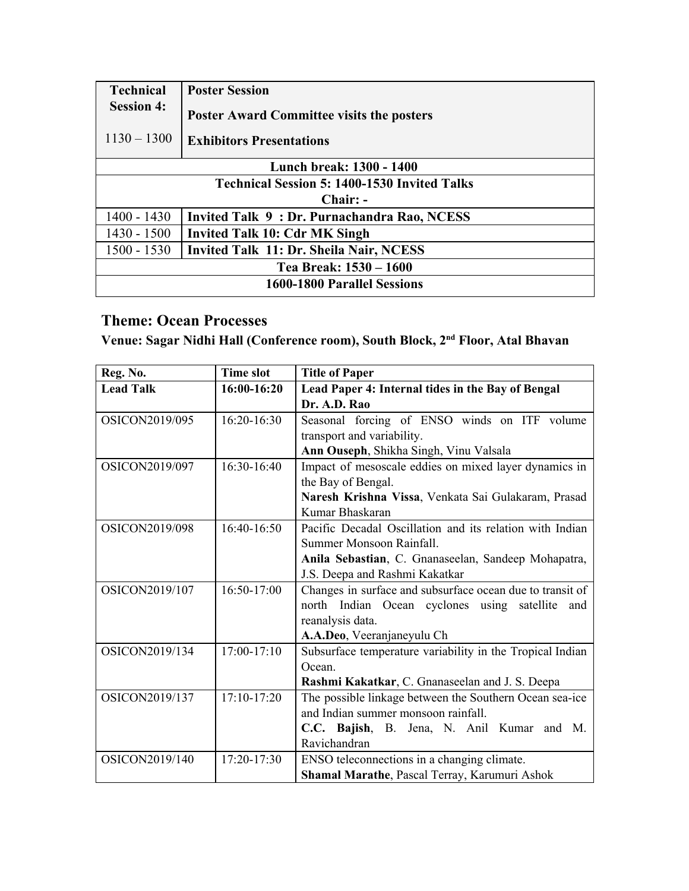| Technical Session 4: 1130 – 1300 | **Poster Session** **Poster Award Committee visits the posters** **Exhibitors Presentations** |
|---|---|
| **Lunch break: 1300 - 1400** | |
| **Technical Session 5: 1400-1530 Invited Talks Chair: -** | |
| 1400 - 1430 | **Invited Talk 9 : Dr. Purnachandra Rao, NCESS** |
| 1430 - 1500 | **Invited Talk 10: Cdr MK Singh** |
| 1500 - 1530 | **Invited Talk 11: Dr. Sheila Nair, NCESS** |
| **Tea Break: 1530 – 1600** | |
| **1600-1800 Parallel Sessions** | |

## Theme: Ocean Processes

### Venue: Sagar Nidhi Hall (Conference room), South Block, 2nd Floor, Atal Bhavan

| Reg. No. | Time slot | Title of Paper |
|---|---|---|
| **Lead Talk** | **16:00-16:20** | **Lead Paper 4: Internal tides in the Bay of Bengal Dr. A.D. Rao** |
| OSICON2019/095 | 16:20-16:30 | Seasonal forcing of ENSO winds on ITF volume transport and variability. **Ann Ouseph**, Shikha Singh, Vinu Valsala |
| OSICON2019/097 | 16:30-16:40 | Impact of mesoscale eddies on mixed layer dynamics in the Bay of Bengal. **Naresh Krishna Vissa**, Venkata Sai Gulakaram, Prasad Kumar Bhaskaran |
| OSICON2019/098 | 16:40-16:50 | Pacific Decadal Oscillation and its relation with Indian Summer Monsoon Rainfall. **Anila Sebastian**, C. Gnanaseelan, Sandeep Mohapatra, J.S. Deepa and Rashmi Kakatkar |
| OSICON2019/107 | 16:50-17:00 | Changes in surface and subsurface ocean due to transit of north Indian Ocean cyclones using satellite and reanalysis data. **A.A.Deo**, Veeranjaneyulu Ch |
| OSICON2019/134 | 17:00-17:10 | Subsurface temperature variability in the Tropical Indian Ocean. **Rashmi Kakatkar**, C. Gnanaseelan and J. S. Deepa |
| OSICON2019/137 | 17:10-17:20 | The possible linkage between the Southern Ocean sea-ice and Indian summer monsoon rainfall. **C.C. Bajish**, B. Jena, N. Anil Kumar and M. Ravichandran |
| OSICON2019/140 | 17:20-17:30 | ENSO teleconnections in a changing climate. **Shamal Marathe**, Pascal Terray, Karumuri Ashok |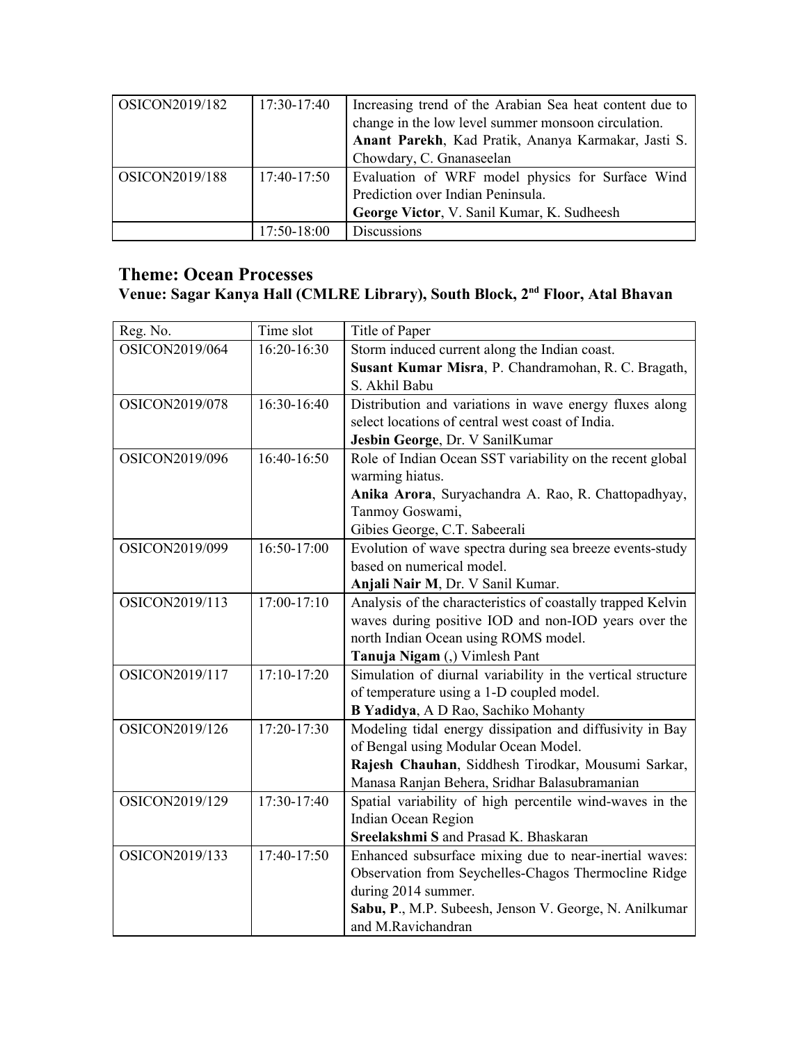| OSICON2019/182 | 17:30-17:40 | Increasing trend of the Arabian Sea heat content due to change in the low level summer monsoon circulation.<br>**Anant Parekh**, Kad Pratik, Ananya Karmakar, Jasti S. Chowdary, C. Gnanaseelan |
|---|---|---|
| OSICON2019/188 | 17:40-17:50 | Evaluation of WRF model physics for Surface Wind Prediction over Indian Peninsula.<br>**George Victor**, V. Sanil Kumar, K. Sudheesh |
| | 17:50-18:00 | Discussions |

## Theme: Ocean Processes

### Venue: Sagar Kanya Hall (CMLRE Library), South Block, 2nd Floor, Atal Bhavan

| Reg. No. | Time slot | Title of Paper |
|---|---|---|
| OSICON2019/064 | 16:20-16:30 | Storm induced current along the Indian coast.<br>**Susant Kumar Misra**, P. Chandramohan, R. C. Bragath, S. Akhil Babu |
| OSICON2019/078 | 16:30-16:40 | Distribution and variations in wave energy fluxes along select locations of central west coast of India.<br>**Jesbin George**, Dr. V SanilKumar |
| OSICON2019/096 | 16:40-16:50 | Role of Indian Ocean SST variability on the recent global warming hiatus.<br>**Anika Arora**, Suryachandra A. Rao, R. Chattopadhyay, Tanmoy Goswami,<br>Gibies George, C.T. Sabeerali |
| OSICON2019/099 | 16:50-17:00 | Evolution of wave spectra during sea breeze events-study based on numerical model.<br>**Anjali Nair M**, Dr. V Sanil Kumar. |
| OSICON2019/113 | 17:00-17:10 | Analysis of the characteristics of coastally trapped Kelvin waves during positive IOD and non-IOD years over the north Indian Ocean using ROMS model.<br>**Tanuja Nigam** (,) Vimlesh Pant |
| OSICON2019/117 | 17:10-17:20 | Simulation of diurnal variability in the vertical structure of temperature using a 1-D coupled model.<br>**B Yadidya**, A D Rao, Sachiko Mohanty |
| OSICON2019/126 | 17:20-17:30 | Modeling tidal energy dissipation and diffusivity in Bay of Bengal using Modular Ocean Model.<br>**Rajesh Chauhan**, Siddhesh Tirodkar, Mousumi Sarkar, Manasa Ranjan Behera, Sridhar Balasubramanian |
| OSICON2019/129 | 17:30-17:40 | Spatial variability of high percentile wind-waves in the Indian Ocean Region<br>**Sreelakshmi S** and Prasad K. Bhaskaran |
| OSICON2019/133 | 17:40-17:50 | Enhanced subsurface mixing due to near-inertial waves: Observation from Seychelles-Chagos Thermocline Ridge during 2014 summer.<br>**Sabu, P**., M.P. Subeesh, Jenson V. George, N. Anilkumar and M.Ravichandran |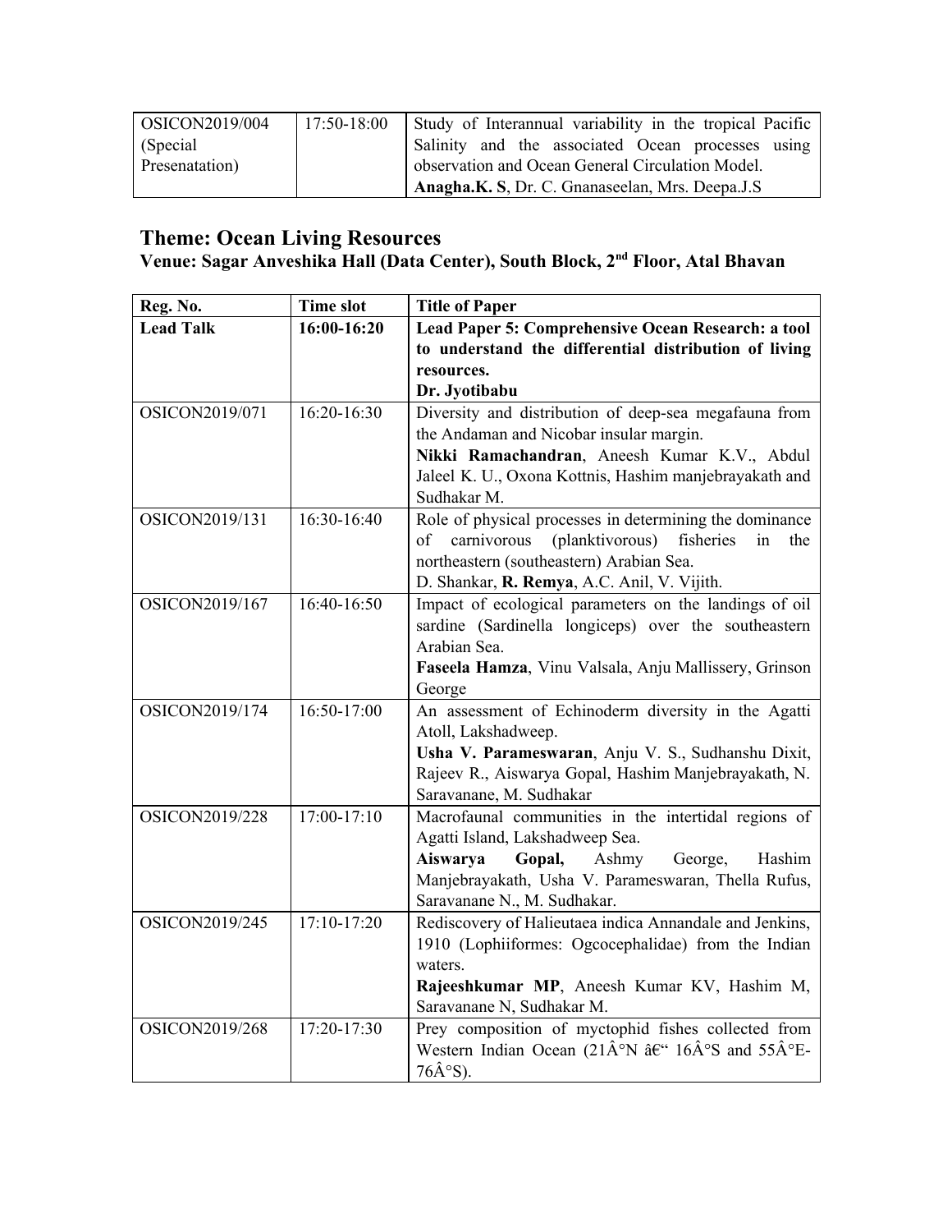| | | |
|---|---|---|
| OSICON2019/004 (Special Presenatation) | 17:50-18:00 | Study of Interannual variability in the tropical Pacific Salinity and the associated Ocean processes using observation and Ocean General Circulation Model. **Anagha.K. S**, Dr. C. Gnanaseelan, Mrs. Deepa.J.S |

## Theme: Ocean Living Resources

### Venue: Sagar Anveshika Hall (Data Center), South Block, 2nd Floor, Atal Bhavan

| Reg. No. | Time slot | Title of Paper |
|---|---|---|
| **Lead Talk** | **16:00-16:20** | **Lead Paper 5: Comprehensive Ocean Research: a tool to understand the differential distribution of living resources. Dr. Jyotibabu** |
| OSICON2019/071 | 16:20-16:30 | Diversity and distribution of deep-sea megafauna from the Andaman and Nicobar insular margin. **Nikki Ramachandran**, Aneesh Kumar K.V., Abdul Jaleel K. U., Oxona Kottnis, Hashim manjebrayakath and Sudhakar M. |
| OSICON2019/131 | 16:30-16:40 | Role of physical processes in determining the dominance of carnivorous (planktivorous) fisheries in the northeastern (southeastern) Arabian Sea. D. Shankar, **R. Remya**, A.C. Anil, V. Vijith. |
| OSICON2019/167 | 16:40-16:50 | Impact of ecological parameters on the landings of oil sardine (Sardinella longiceps) over the southeastern Arabian Sea. **Faseela Hamza**, Vinu Valsala, Anju Mallissery, Grinson George |
| OSICON2019/174 | 16:50-17:00 | An assessment of Echinoderm diversity in the Agatti Atoll, Lakshadweep. **Usha V. Parameswaran**, Anju V. S., Sudhanshu Dixit, Rajeev R., Aiswarya Gopal, Hashim Manjebrayakath, N. Saravanane, M. Sudhakar |
| OSICON2019/228 | 17:00-17:10 | Macrofaunal communities in the intertidal regions of Agatti Island, Lakshadweep Sea. **Aiswarya Gopal,** Ashmy George, Hashim Manjebrayakath, Usha V. Parameswaran, Thella Rufus, Saravanane N., M. Sudhakar. |
| OSICON2019/245 | 17:10-17:20 | Rediscovery of Halieutaea indica Annandale and Jenkins, 1910 (Lophiiformes: Ogcocephalidae) from the Indian waters. **Rajeeshkumar MP**, Aneesh Kumar KV, Hashim M, Saravanane N, Sudhakar M. |
| OSICON2019/268 | 17:20-17:30 | Prey composition of myctophid fishes collected from Western Indian Ocean (21Â°N â€“ 16Â°S and 55Â°E-76Â°S). |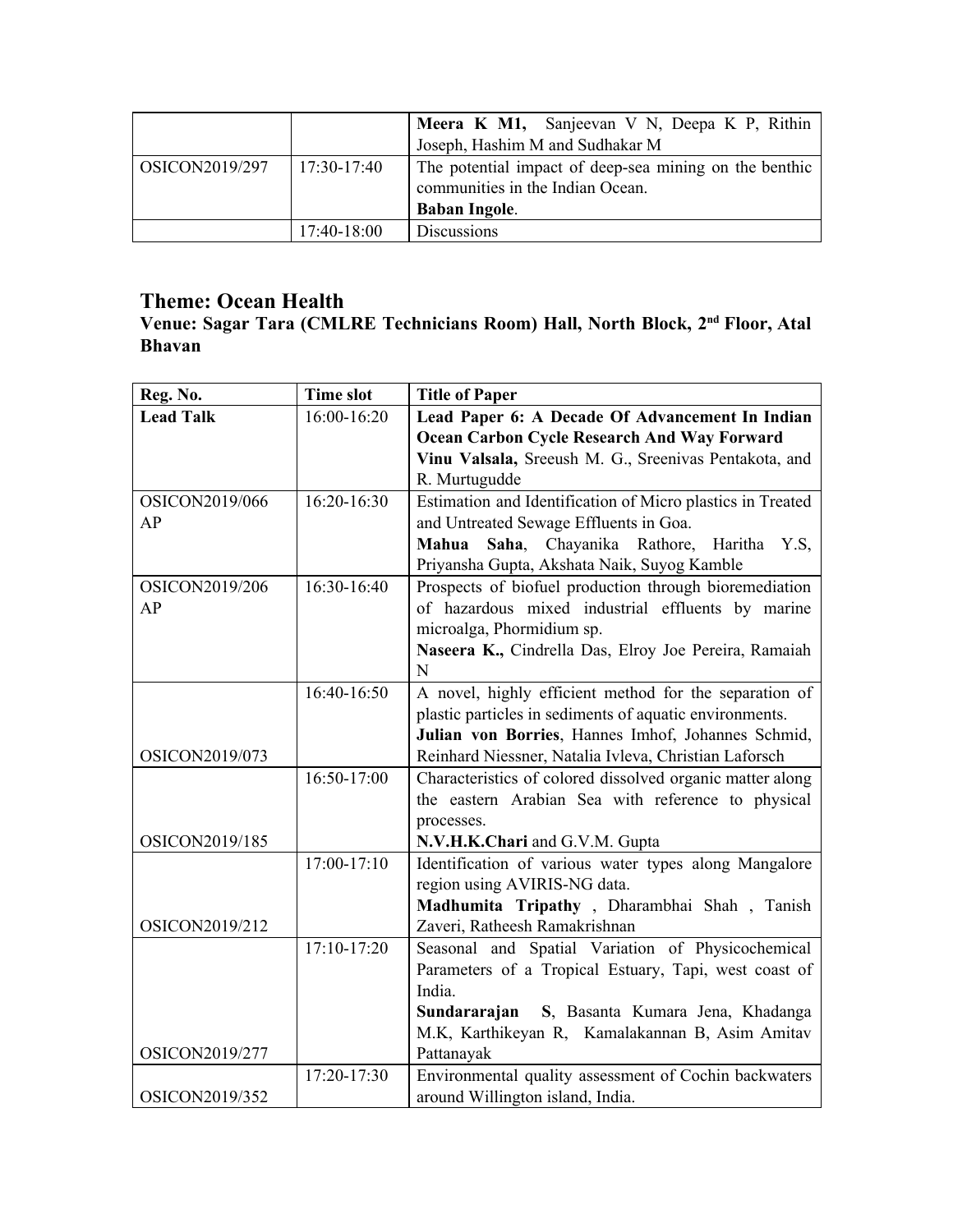| | | **Meera K M1,** Sanjeevan V N, Deepa K P, Rithin Joseph, Hashim M and Sudhakar M |
|---|---|---|
| OSICON2019/297 | 17:30-17:40 | The potential impact of deep-sea mining on the benthic communities in the Indian Ocean. **Baban Ingole**. |
| | 17:40-18:00 | Discussions |

## Theme: Ocean Health

### Venue: Sagar Tara (CMLRE Technicians Room) Hall, North Block, 2nd Floor, Atal Bhavan

| Reg. No. | Time slot | Title of Paper |
|---|---|---|
| **Lead Talk** | 16:00-16:20 | **Lead Paper 6: A Decade Of Advancement In Indian Ocean Carbon Cycle Research And Way Forward** **Vinu Valsala,** Sreeush M. G., Sreenivas Pentakota, and R. Murtugudde |
| OSICON2019/066 AP | 16:20-16:30 | Estimation and Identification of Micro plastics in Treated and Untreated Sewage Effluents in Goa. **Mahua Saha**, Chayanika Rathore, Haritha Y.S, Priyansha Gupta, Akshata Naik, Suyog Kamble |
| OSICON2019/206 AP | 16:30-16:40 | Prospects of biofuel production through bioremediation of hazardous mixed industrial effluents by marine microalga, Phormidium sp. **Naseera K.,** Cindrella Das, Elroy Joe Pereira, Ramaiah N |
| OSICON2019/073 | 16:40-16:50 | A novel, highly efficient method for the separation of plastic particles in sediments of aquatic environments. **Julian von Borries**, Hannes Imhof, Johannes Schmid, Reinhard Niessner, Natalia Ivleva, Christian Laforsch |
| OSICON2019/185 | 16:50-17:00 | Characteristics of colored dissolved organic matter along the eastern Arabian Sea with reference to physical processes. **N.V.H.K.Chari** and G.V.M. Gupta |
| OSICON2019/212 | 17:00-17:10 | Identification of various water types along Mangalore region using AVIRIS-NG data. **Madhumita Tripathy** , Dharambhai Shah , Tanish Zaveri, Ratheesh Ramakrishnan |
| OSICON2019/277 | 17:10-17:20 | Seasonal and Spatial Variation of Physicochemical Parameters of a Tropical Estuary, Tapi, west coast of India. **Sundararajan S**, Basanta Kumara Jena, Khadanga M.K, Karthikeyan R, Kamalakannan B, Asim Amitav Pattanayak |
| OSICON2019/352 | 17:20-17:30 | Environmental quality assessment of Cochin backwaters around Willington island, India. |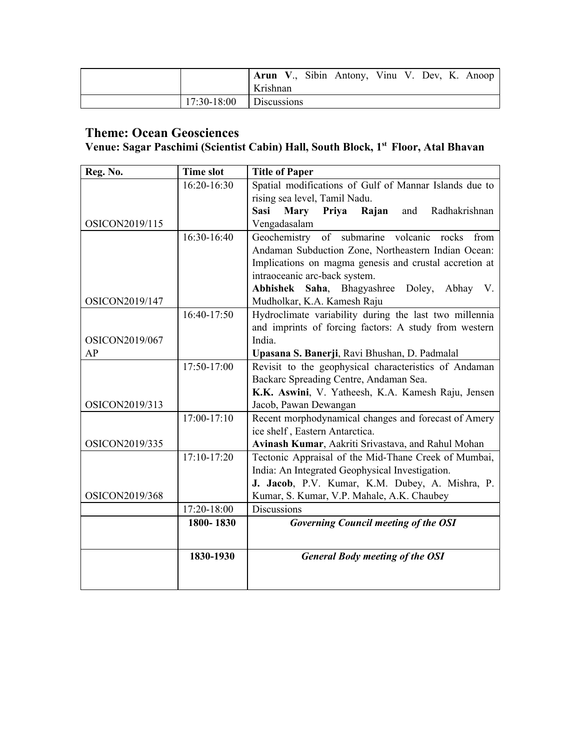| | | |
|---|---|---|
| | | **Arun V.**, Sibin Antony, Vinu V. Dev, K. Anoop Krishnan |
| | 17:30-18:00 | Discussions |

## Theme: Ocean Geosciences

### Venue: Sagar Paschimi (Scientist Cabin) Hall, South Block, 1st Floor, Atal Bhavan

| Reg. No. | Time slot | Title of Paper |
|---|---|---|
| OSICON2019/115 | 16:20-16:30 | Spatial modifications of Gulf of Mannar Islands due to rising sea level, Tamil Nadu.<br>**Sasi Mary Priya Rajan** and Radhakrishnan Vengadasalam |
| OSICON2019/147 | 16:30-16:40 | Geochemistry of submarine volcanic rocks from Andaman Subduction Zone, Northeastern Indian Ocean: Implications on magma genesis and crustal accretion at intraoceanic arc-back system.<br>**Abhishek Saha**, Bhagyashree Doley, Abhay V. Mudholkar, K.A. Kamesh Raju |
| OSICON2019/067 AP | 16:40-17:50 | Hydroclimate variability during the last two millennia and imprints of forcing factors: A study from western India.<br>**Upasana S. Banerji**, Ravi Bhushan, D. Padmalal |
| OSICON2019/313 | 17:50-17:00 | Revisit to the geophysical characteristics of Andaman Backarc Spreading Centre, Andaman Sea.<br>**K.K. Aswini**, V. Yatheesh, K.A. Kamesh Raju, Jensen Jacob, Pawan Dewangan |
| OSICON2019/335 | 17:00-17:10 | Recent morphodynamical changes and forecast of Amery ice shelf , Eastern Antarctica.<br>**Avinash Kumar**, Aakriti Srivastava, and Rahul Mohan |
| OSICON2019/368 | 17:10-17:20 | Tectonic Appraisal of the Mid-Thane Creek of Mumbai, India: An Integrated Geophysical Investigation.<br>**J. Jacob**, P.V. Kumar, K.M. Dubey, A. Mishra, P. Kumar, S. Kumar, V.P. Mahale, A.K. Chaubey |
| | 17:20-18:00 | Discussions |
| | **1800- 1830** | ***Governing Council meeting of the OSI*** |
| | **1830-1930** | ***General Body meeting of the OSI*** |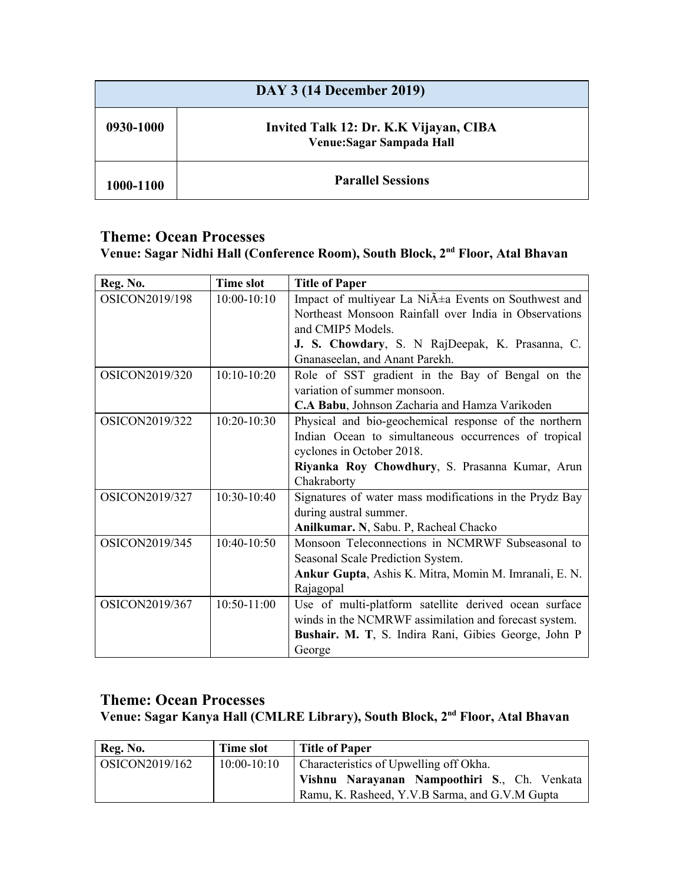| DAY 3 (14 December 2019) | |
|---|---|
| **0930-1000** | **Invited Talk 12: Dr. K.K Vijayan, CIBA**<br>**Venue:Sagar Sampada Hall** |
| **1000-1100** | **Parallel Sessions** |

## Theme: Ocean Processes

**Venue: Sagar Nidhi Hall (Conference Room), South Block, 2nd Floor, Atal Bhavan**

| Reg. No. | Time slot | Title of Paper |
|---|---|---|
| OSICON2019/198 | 10:00-10:10 | Impact of multiyear La NiÃ±a Events on Southwest and Northeast Monsoon Rainfall over India in Observations and CMIP5 Models.<br>**J. S. Chowdary**, S. N RajDeepak, K. Prasanna, C. Gnanaseelan, and Anant Parekh. |
| OSICON2019/320 | 10:10-10:20 | Role of SST gradient in the Bay of Bengal on the variation of summer monsoon.<br>**C.A Babu**, Johnson Zacharia and Hamza Varikoden |
| OSICON2019/322 | 10:20-10:30 | Physical and bio-geochemical response of the northern Indian Ocean to simultaneous occurrences of tropical cyclones in October 2018.<br>**Riyanka Roy Chowdhury**, S. Prasanna Kumar, Arun Chakraborty |
| OSICON2019/327 | 10:30-10:40 | Signatures of water mass modifications in the Prydz Bay during austral summer.<br>**Anilkumar. N**, Sabu. P, Racheal Chacko |
| OSICON2019/345 | 10:40-10:50 | Monsoon Teleconnections in NCMRWF Subseasonal to Seasonal Scale Prediction System.<br>**Ankur Gupta**, Ashis K. Mitra, Momin M. Imranali, E. N. Rajagopal |
| OSICON2019/367 | 10:50-11:00 | Use of multi-platform satellite derived ocean surface winds in the NCMRWF assimilation and forecast system.<br>**Bushair. M. T**, S. Indira Rani, Gibies George, John P George |

## Theme: Ocean Processes

**Venue: Sagar Kanya Hall (CMLRE Library), South Block, 2nd Floor, Atal Bhavan**

| Reg. No. | Time slot | Title of Paper |
|---|---|---|
| OSICON2019/162 | 10:00-10:10 | Characteristics of Upwelling off Okha.<br>**Vishnu Narayanan Nampoothiri S**., Ch. Venkata Ramu, K. Rasheed, Y.V.B Sarma, and G.V.M Gupta |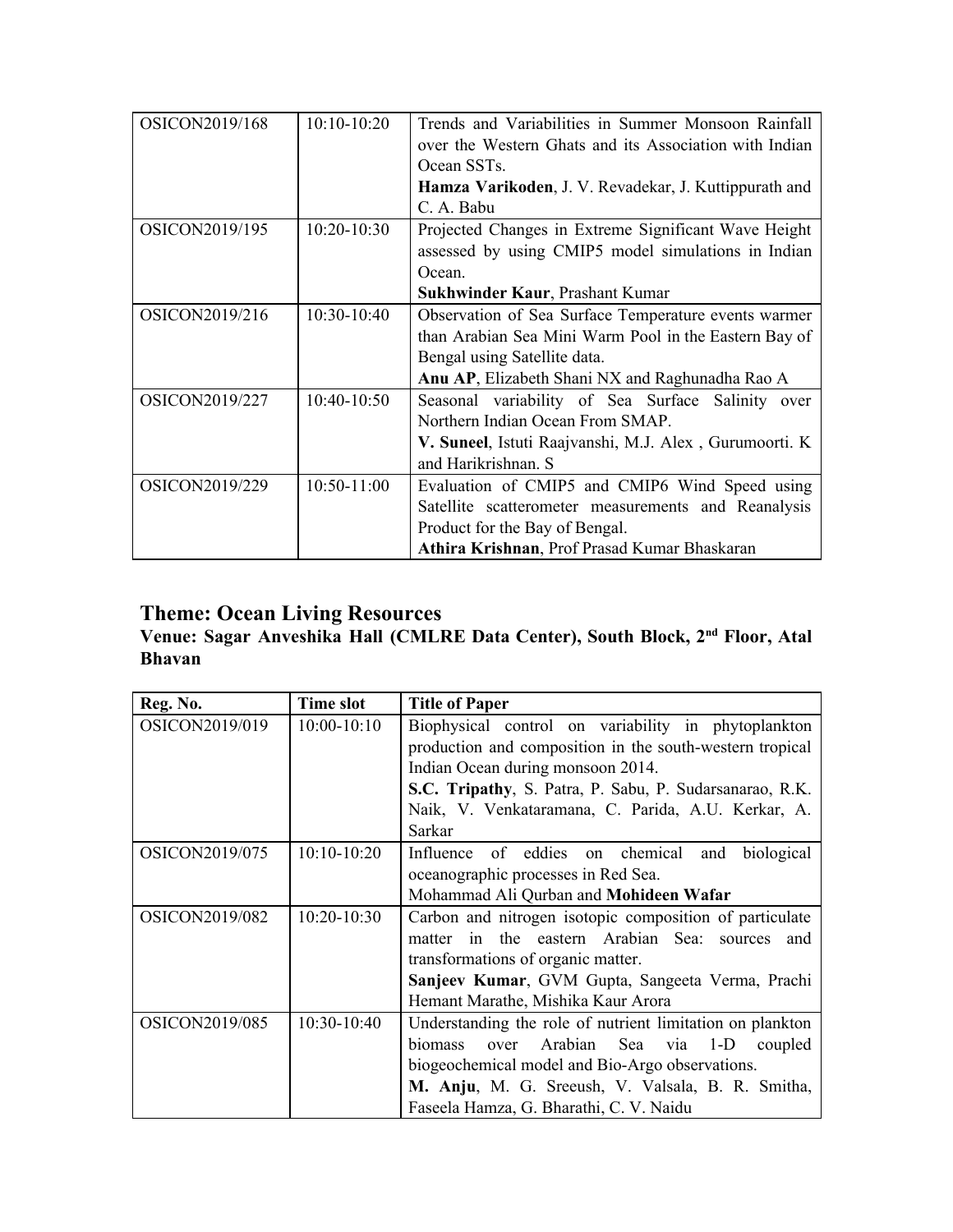| | | |
|---|---|---|
| OSICON2019/168 | 10:10-10:20 | Trends and Variabilities in Summer Monsoon Rainfall over the Western Ghats and its Association with Indian Ocean SSTs. **Hamza Varikoden**, J. V. Revadekar, J. Kuttippurath and C. A. Babu |
| OSICON2019/195 | 10:20-10:30 | Projected Changes in Extreme Significant Wave Height assessed by using CMIP5 model simulations in Indian Ocean. **Sukhwinder Kaur**, Prashant Kumar |
| OSICON2019/216 | 10:30-10:40 | Observation of Sea Surface Temperature events warmer than Arabian Sea Mini Warm Pool in the Eastern Bay of Bengal using Satellite data. **Anu AP**, Elizabeth Shani NX and Raghunadha Rao A |
| OSICON2019/227 | 10:40-10:50 | Seasonal variability of Sea Surface Salinity over Northern Indian Ocean From SMAP. **V. Suneel**, Istuti Raajvanshi, M.J. Alex , Gurumoorti. K and Harikrishnan. S |
| OSICON2019/229 | 10:50-11:00 | Evaluation of CMIP5 and CMIP6 Wind Speed using Satellite scatterometer measurements and Reanalysis Product for the Bay of Bengal. **Athira Krishnan**, Prof Prasad Kumar Bhaskaran |

## Theme: Ocean Living Resources

**Venue: Sagar Anveshika Hall (CMLRE Data Center), South Block, 2nd Floor, Atal Bhavan**

| Reg. No. | Time slot | Title of Paper |
|---|---|---|
| OSICON2019/019 | 10:00-10:10 | Biophysical control on variability in phytoplankton production and composition in the south-western tropical Indian Ocean during monsoon 2014. **S.C. Tripathy**, S. Patra, P. Sabu, P. Sudarsanarao, R.K. Naik, V. Venkataramana, C. Parida, A.U. Kerkar, A. Sarkar |
| OSICON2019/075 | 10:10-10:20 | Influence of eddies on chemical and biological oceanographic processes in Red Sea. Mohammad Ali Qurban and **Mohideen Wafar** |
| OSICON2019/082 | 10:20-10:30 | Carbon and nitrogen isotopic composition of particulate matter in the eastern Arabian Sea: sources and transformations of organic matter. **Sanjeev Kumar**, GVM Gupta, Sangeeta Verma, Prachi Hemant Marathe, Mishika Kaur Arora |
| OSICON2019/085 | 10:30-10:40 | Understanding the role of nutrient limitation on plankton biomass over Arabian Sea via 1-D coupled biogeochemical model and Bio-Argo observations. **M. Anju**, M. G. Sreeush, V. Valsala, B. R. Smitha, Faseela Hamza, G. Bharathi, C. V. Naidu |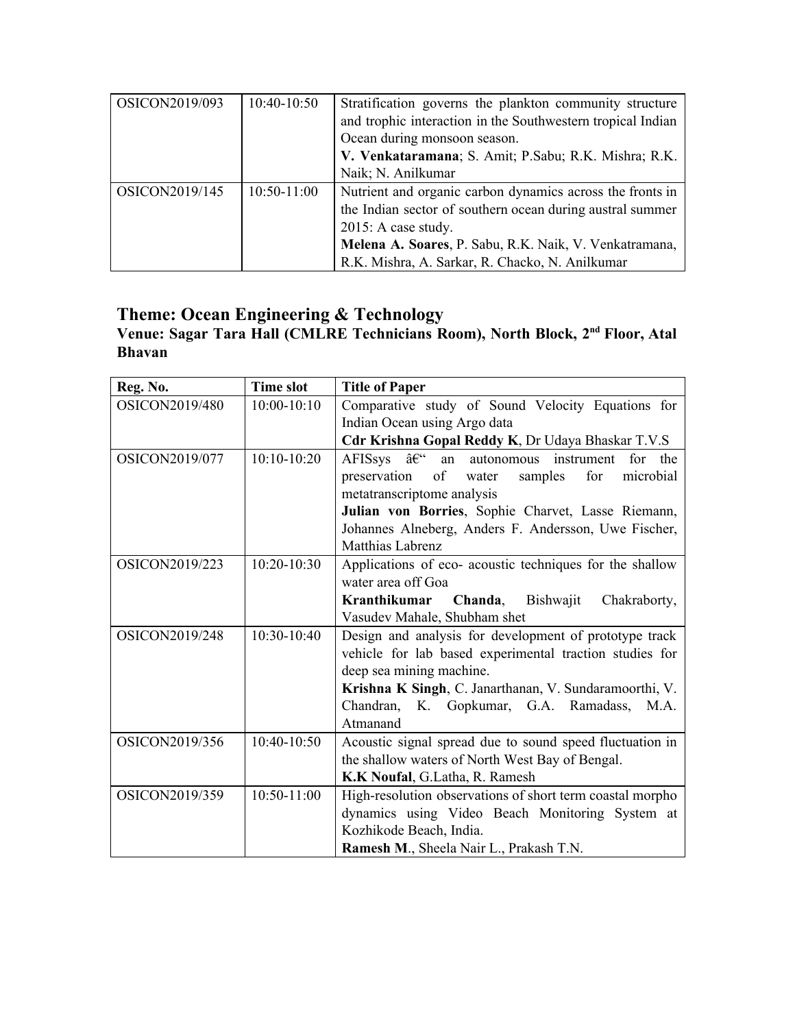| | | |
|---|---|---|
| OSICON2019/093 | 10:40-10:50 | Stratification governs the plankton community structure and trophic interaction in the Southwestern tropical Indian Ocean during monsoon season.<br>**V. Venkataramana**; S. Amit; P.Sabu; R.K. Mishra; R.K. Naik; N. Anilkumar |
| OSICON2019/145 | 10:50-11:00 | Nutrient and organic carbon dynamics across the fronts in the Indian sector of southern ocean during austral summer 2015: A case study.<br>**Melena A. Soares**, P. Sabu, R.K. Naik, V. Venkatramana, R.K. Mishra, A. Sarkar, R. Chacko, N. Anilkumar |

## Theme: Ocean Engineering & Technology

### Venue: Sagar Tara Hall (CMLRE Technicians Room), North Block, 2nd Floor, Atal Bhavan

| Reg. No. | Time slot | Title of Paper |
|---|---|---|
| OSICON2019/480 | 10:00-10:10 | Comparative study of Sound Velocity Equations for Indian Ocean using Argo data<br>**Cdr Krishna Gopal Reddy K**, Dr Udaya Bhaskar T.V.S |
| OSICON2019/077 | 10:10-10:20 | AFISsys â€" an autonomous instrument for the preservation of water samples for microbial metatranscriptome analysis<br>**Julian von Borries**, Sophie Charvet, Lasse Riemann, Johannes Alneberg, Anders F. Andersson, Uwe Fischer, Matthias Labrenz |
| OSICON2019/223 | 10:20-10:30 | Applications of eco- acoustic techniques for the shallow water area off Goa<br>**Kranthikumar Chanda**, Bishwajit Chakraborty, Vasudev Mahale, Shubham shet |
| OSICON2019/248 | 10:30-10:40 | Design and analysis for development of prototype track vehicle for lab based experimental traction studies for deep sea mining machine.<br>**Krishna K Singh**, C. Janarthanan, V. Sundaramoorthi, V. Chandran, K. Gopkumar, G.A. Ramadass, M.A. Atmanand |
| OSICON2019/356 | 10:40-10:50 | Acoustic signal spread due to sound speed fluctuation in the shallow waters of North West Bay of Bengal.<br>**K.K Noufal**, G.Latha, R. Ramesh |
| OSICON2019/359 | 10:50-11:00 | High-resolution observations of short term coastal morpho dynamics using Video Beach Monitoring System at Kozhikode Beach, India.<br>**Ramesh M.**, Sheela Nair L., Prakash T.N. |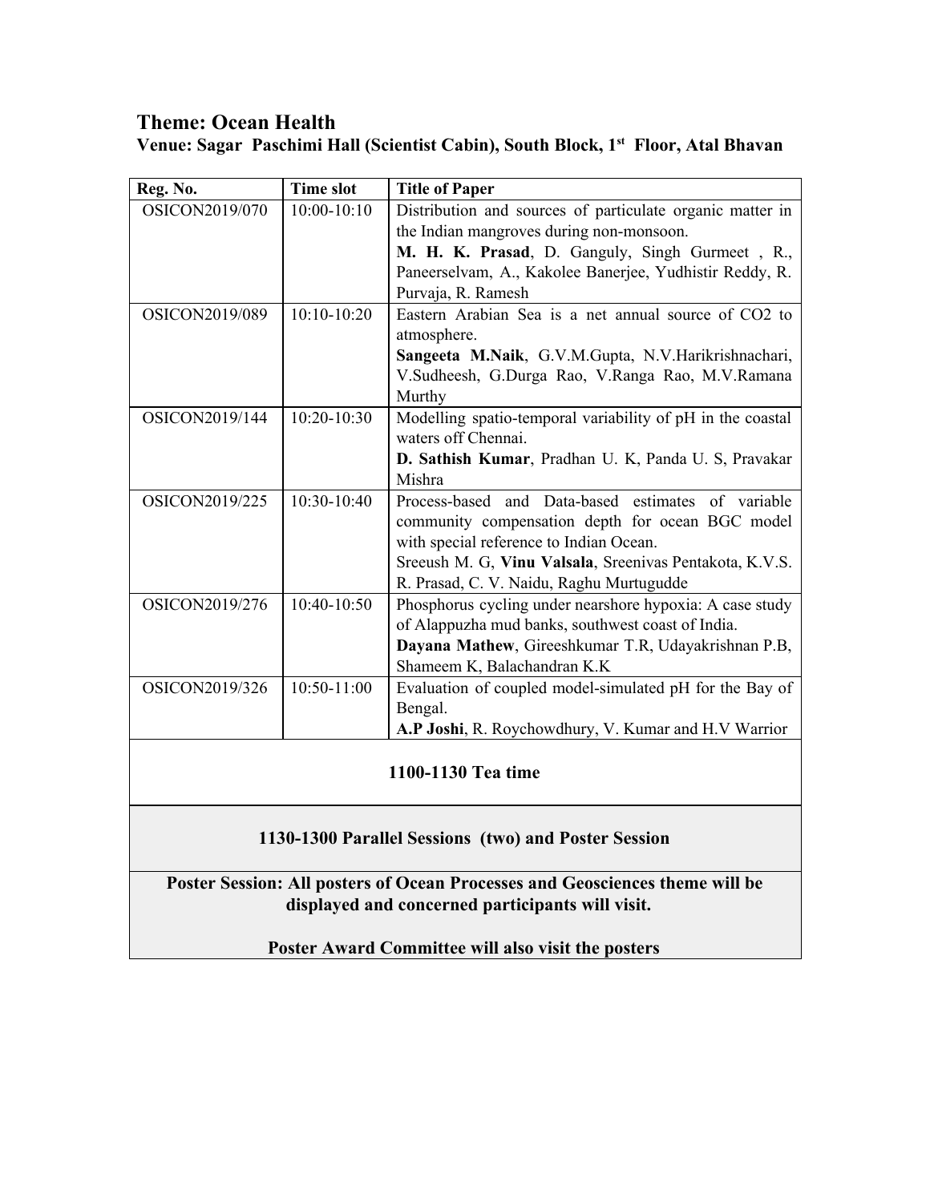## Theme: Ocean Health

**Venue: Sagar Paschimi Hall (Scientist Cabin), South Block, 1st Floor, Atal Bhavan**

| Reg. No. | Time slot | Title of Paper |
|---|---|---|
| OSICON2019/070 | 10:00-10:10 | Distribution and sources of particulate organic matter in the Indian mangroves during non-monsoon.<br>**M. H. K. Prasad**, D. Ganguly, Singh Gurmeet , R., Paneerselvam, A., Kakolee Banerjee, Yudhistir Reddy, R. Purvaja, R. Ramesh |
| OSICON2019/089 | 10:10-10:20 | Eastern Arabian Sea is a net annual source of CO2 to atmosphere.<br>**Sangeeta M.Naik**, G.V.M.Gupta, N.V.Harikrishnachari, V.Sudheesh, G.Durga Rao, V.Ranga Rao, M.V.Ramana Murthy |
| OSICON2019/144 | 10:20-10:30 | Modelling spatio-temporal variability of pH in the coastal waters off Chennai.<br>**D. Sathish Kumar**, Pradhan U. K, Panda U. S, Pravakar Mishra |
| OSICON2019/225 | 10:30-10:40 | Process-based and Data-based estimates of variable community compensation depth for ocean BGC model with special reference to Indian Ocean.<br>Sreeush M. G, **Vinu Valsala**, Sreenivas Pentakota, K.V.S. R. Prasad, C. V. Naidu, Raghu Murtugudde |
| OSICON2019/276 | 10:40-10:50 | Phosphorus cycling under nearshore hypoxia: A case study of Alappuzha mud banks, southwest coast of India.<br>**Dayana Mathew**, Gireeshkumar T.R, Udayakrishnan P.B, Shameem K, Balachandran K.K |
| OSICON2019/326 | 10:50-11:00 | Evaluation of coupled model-simulated pH for the Bay of Bengal.<br>**A.P Joshi**, R. Roychowdhury, V. Kumar and H.V Warrior |
| **1100-1130 Tea time** | | |
| **1130-1300 Parallel Sessions (two) and Poster Session** | | |
| **Poster Session: All posters of Ocean Processes and Geosciences theme will be displayed and concerned participants will visit.**<br><br>**Poster Award Committee will also visit the posters** | | |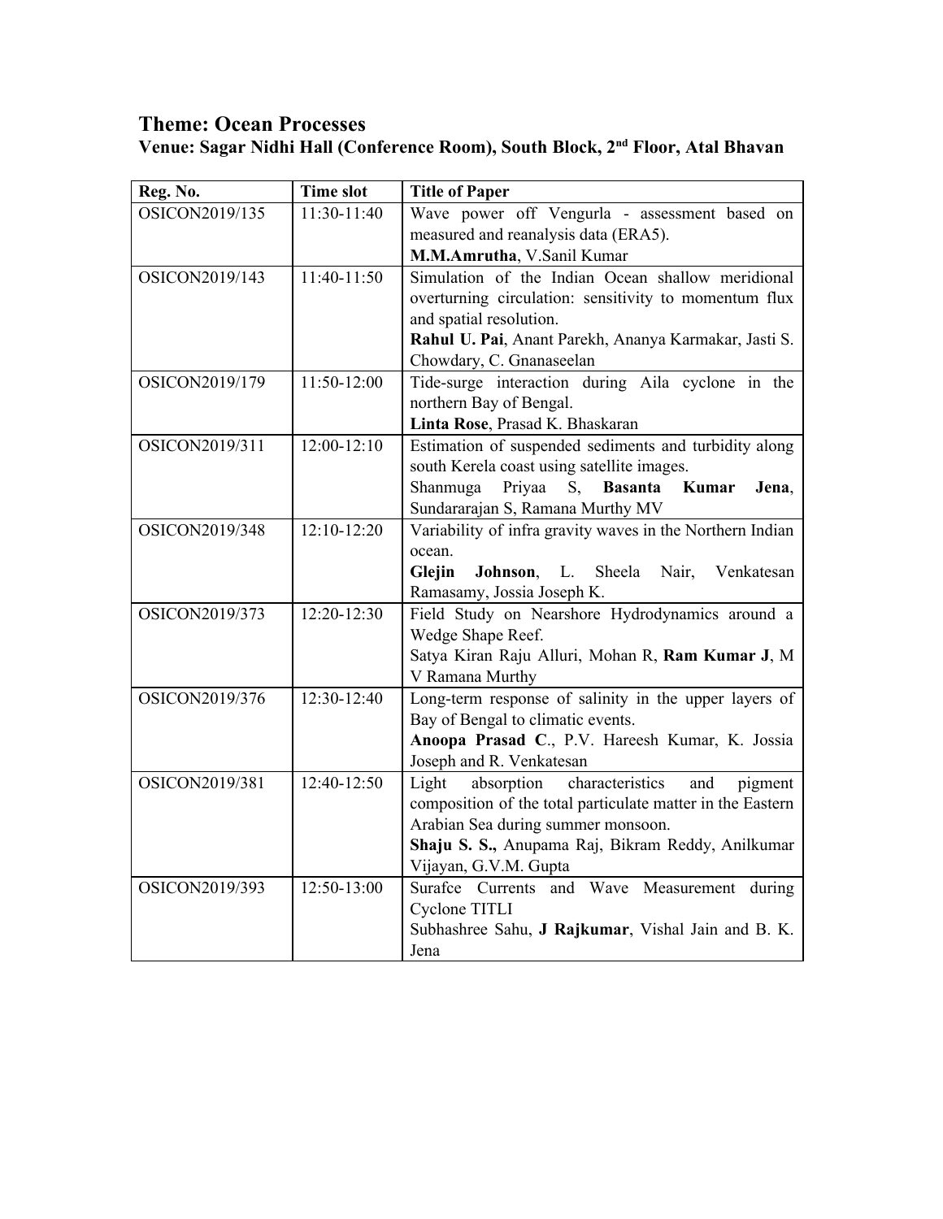## Theme: Ocean Processes

### Venue: Sagar Nidhi Hall (Conference Room), South Block, 2nd Floor, Atal Bhavan

| Reg. No. | Time slot | Title of Paper |
|---|---|---|
| OSICON2019/135 | 11:30-11:40 | Wave power off Vengurla - assessment based on measured and reanalysis data (ERA5). **M.M.Amrutha**, V.Sanil Kumar |
| OSICON2019/143 | 11:40-11:50 | Simulation of the Indian Ocean shallow meridional overturning circulation: sensitivity to momentum flux and spatial resolution. **Rahul U. Pai**, Anant Parekh, Ananya Karmakar, Jasti S. Chowdary, C. Gnanaseelan |
| OSICON2019/179 | 11:50-12:00 | Tide-surge interaction during Aila cyclone in the northern Bay of Bengal. **Linta Rose**, Prasad K. Bhaskaran |
| OSICON2019/311 | 12:00-12:10 | Estimation of suspended sediments and turbidity along south Kerela coast using satellite images. Shanmuga Priyaa S, **Basanta Kumar Jena**, Sundararajan S, Ramana Murthy MV |
| OSICON2019/348 | 12:10-12:20 | Variability of infra gravity waves in the Northern Indian ocean. **Glejin Johnson**, L. Sheela Nair, Venkatesan Ramasamy, Jossia Joseph K. |
| OSICON2019/373 | 12:20-12:30 | Field Study on Nearshore Hydrodynamics around a Wedge Shape Reef. Satya Kiran Raju Alluri, Mohan R, **Ram Kumar J**, M V Ramana Murthy |
| OSICON2019/376 | 12:30-12:40 | Long-term response of salinity in the upper layers of Bay of Bengal to climatic events. **Anoopa Prasad C**., P.V. Hareesh Kumar, K. Jossia Joseph and R. Venkatesan |
| OSICON2019/381 | 12:40-12:50 | Light absorption characteristics and pigment composition of the total particulate matter in the Eastern Arabian Sea during summer monsoon. **Shaju S. S.,** Anupama Raj, Bikram Reddy, Anilkumar Vijayan, G.V.M. Gupta |
| OSICON2019/393 | 12:50-13:00 | Surafce Currents and Wave Measurement during Cyclone TITLI Subhashree Sahu, **J Rajkumar**, Vishal Jain and B. K. Jena |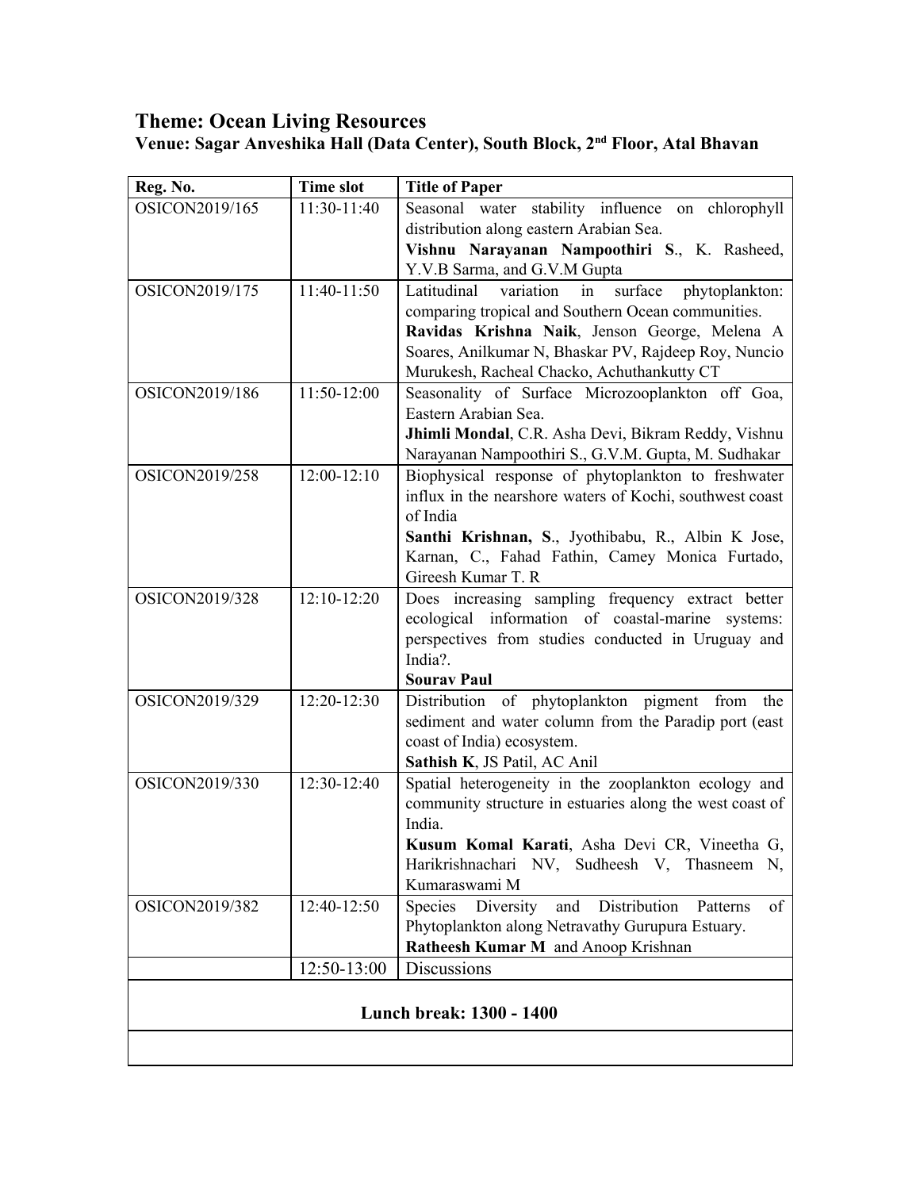## Theme: Ocean Living Resources

**Venue: Sagar Anveshika Hall (Data Center), South Block, 2nd Floor, Atal Bhavan**

| Reg. No. | Time slot | Title of Paper |
|---|---|---|
| OSICON2019/165 | 11:30-11:40 | Seasonal water stability influence on chlorophyll distribution along eastern Arabian Sea. **Vishnu Narayanan Nampoothiri S**., K. Rasheed, Y.V.B Sarma, and G.V.M Gupta |
| OSICON2019/175 | 11:40-11:50 | Latitudinal variation in surface phytoplankton: comparing tropical and Southern Ocean communities. **Ravidas Krishna Naik**, Jenson George, Melena A Soares, Anilkumar N, Bhaskar PV, Rajdeep Roy, Nuncio Murukesh, Racheal Chacko, Achuthankutty CT |
| OSICON2019/186 | 11:50-12:00 | Seasonality of Surface Microzooplankton off Goa, Eastern Arabian Sea. **Jhimli Mondal**, C.R. Asha Devi, Bikram Reddy, Vishnu Narayanan Nampoothiri S., G.V.M. Gupta, M. Sudhakar |
| OSICON2019/258 | 12:00-12:10 | Biophysical response of phytoplankton to freshwater influx in the nearshore waters of Kochi, southwest coast of India **Santhi Krishnan, S**., Jyothibabu, R., Albin K Jose, Karnan, C., Fahad Fathin, Camey Monica Furtado, Gireesh Kumar T. R |
| OSICON2019/328 | 12:10-12:20 | Does increasing sampling frequency extract better ecological information of coastal-marine systems: perspectives from studies conducted in Uruguay and India?. **Sourav Paul** |
| OSICON2019/329 | 12:20-12:30 | Distribution of phytoplankton pigment from the sediment and water column from the Paradip port (east coast of India) ecosystem. **Sathish K**, JS Patil, AC Anil |
| OSICON2019/330 | 12:30-12:40 | Spatial heterogeneity in the zooplankton ecology and community structure in estuaries along the west coast of India. **Kusum Komal Karati**, Asha Devi CR, Vineetha G, Harikrishnachari NV, Sudheesh V, Thasneem N, Kumaraswami M |
| OSICON2019/382 | 12:40-12:50 | Species Diversity and Distribution Patterns of Phytoplankton along Netravathy Gurupura Estuary. **Ratheesh Kumar M** and Anoop Krishnan |
| | 12:50-13:00 | Discussions |
| **Lunch break: 1300 - 1400** | | |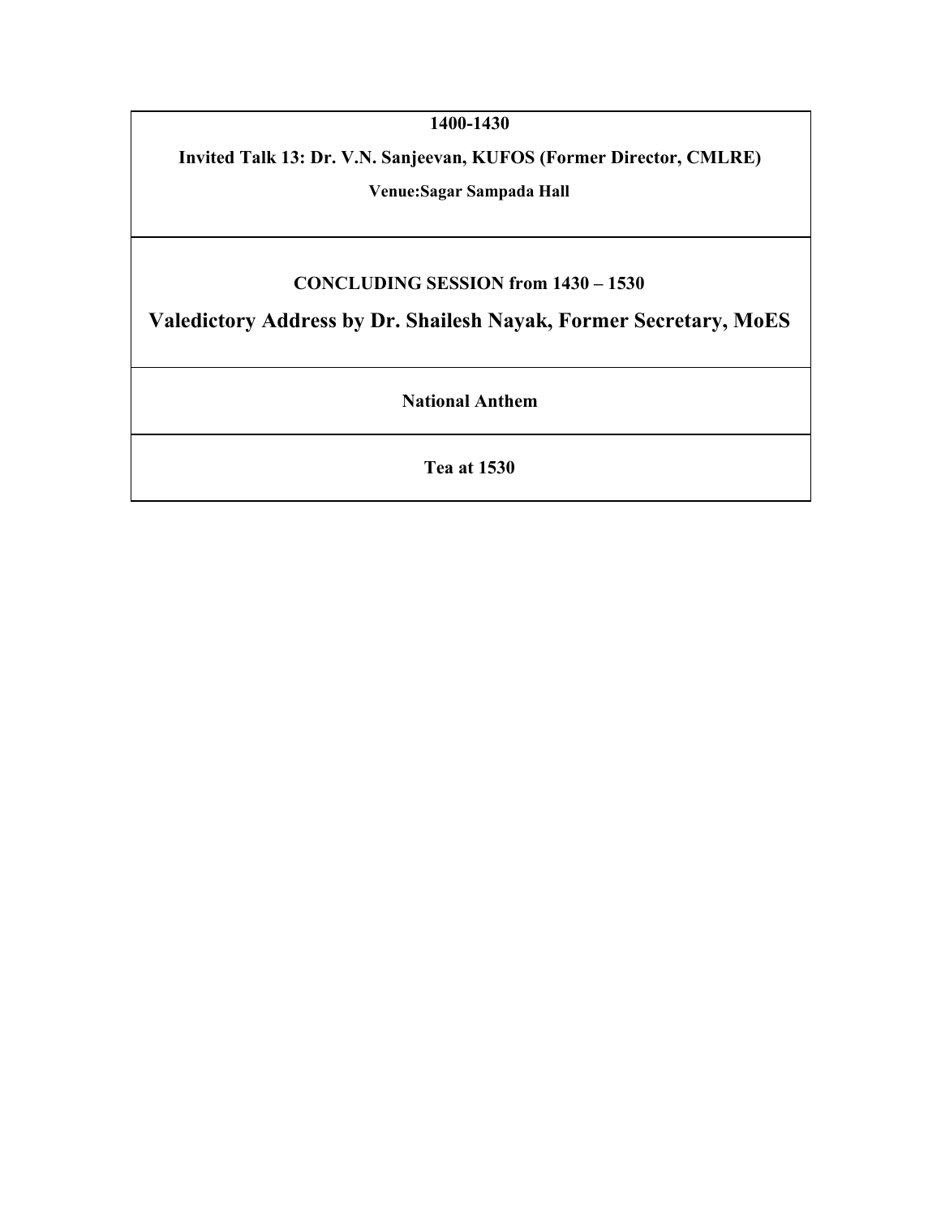| |
|---|
| **1400-1430**<br>**Invited Talk 13: Dr. V.N. Sanjeevan, KUFOS (Former Director, CMLRE)**<br>**Venue:Sagar Sampada Hall** |
| **CONCLUDING SESSION from 1430 – 1530**<br>**Valedictory Address by Dr. Shailesh Nayak, Former Secretary, MoES** |
| **National Anthem** |
| **Tea at 1530** |